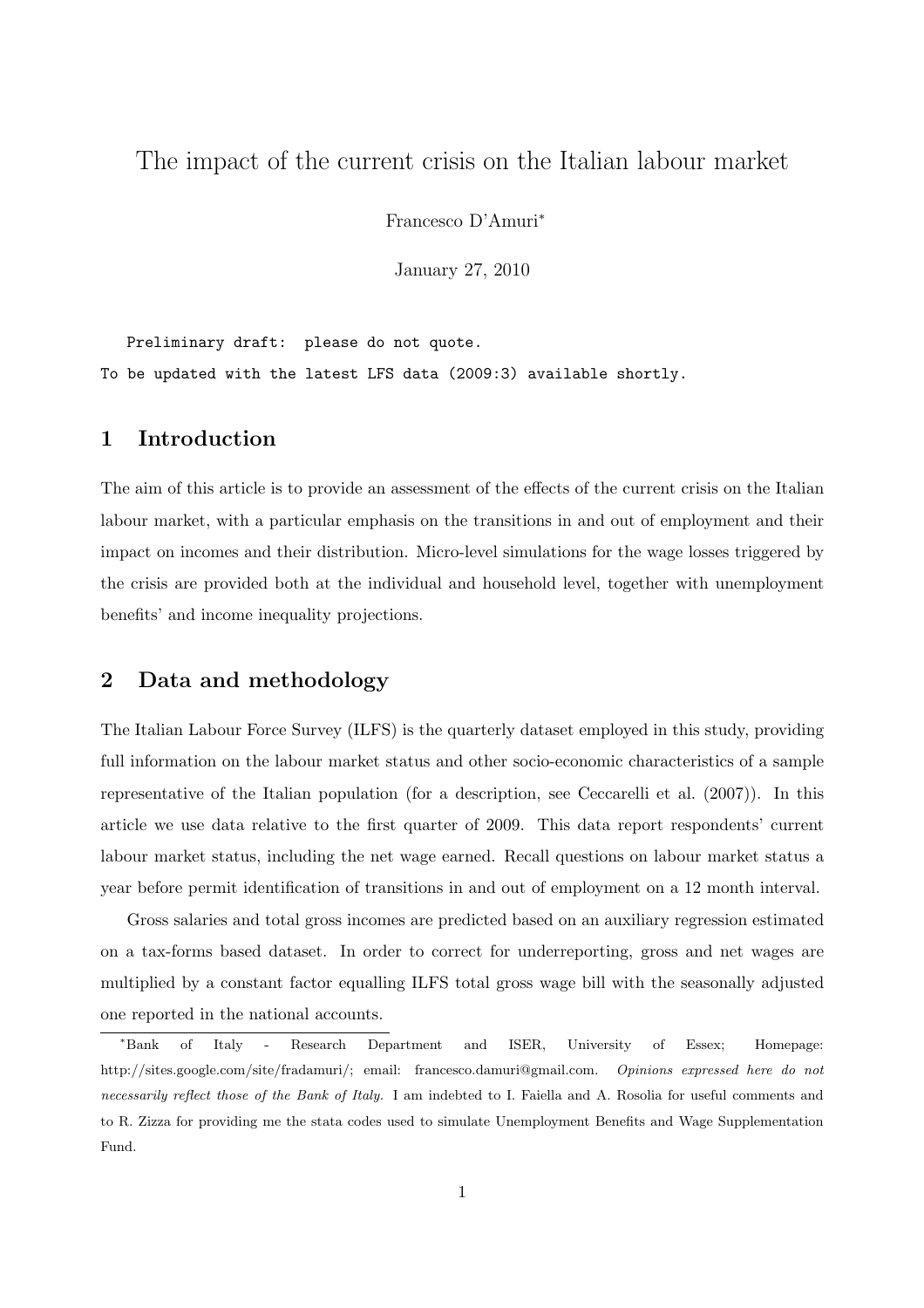# The impact of the current crisis on the Italian labour market

Francesco D'Amuri*

January 27, 2010

```
Preliminary draft: please do not quote.
To be updated with the latest LFS data (2009:3) available shortly.
```

## 1 Introduction

The aim of this article is to provide an assessment of the effects of the current crisis on the Italian labour market, with a particular emphasis on the transitions in and out of employment and their impact on incomes and their distribution. Micro-level simulations for the wage losses triggered by the crisis are provided both at the individual and household level, together with unemployment benefits' and income inequality projections.

## 2 Data and methodology

The Italian Labour Force Survey (ILFS) is the quarterly dataset employed in this study, providing full information on the labour market status and other socio-economic characteristics of a sample representative of the Italian population (for a description, see Ceccarelli et al. (2007)). In this article we use data relative to the first quarter of 2009. This data report respondents' current labour market status, including the net wage earned. Recall questions on labour market status a year before permit identification of transitions in and out of employment on a 12 month interval.

Gross salaries and total gross incomes are predicted based on an auxiliary regression estimated on a tax-forms based dataset. In order to correct for underreporting, gross and net wages are multiplied by a constant factor equalling ILFS total gross wage bill with the seasonally adjusted one reported in the national accounts.

---

*Bank of Italy - Research Department and ISER, University of Essex; Homepage: http://sites.google.com/site/fradamuri/; email: francesco.damuri@gmail.com. *Opinions expressed here do not necessarily reflect those of the Bank of Italy.* I am indebted to I. Faiella and A. Rosolia for useful comments and to R. Zizza for providing me the stata codes used to simulate Unemployment Benefits and Wage Supplementation Fund.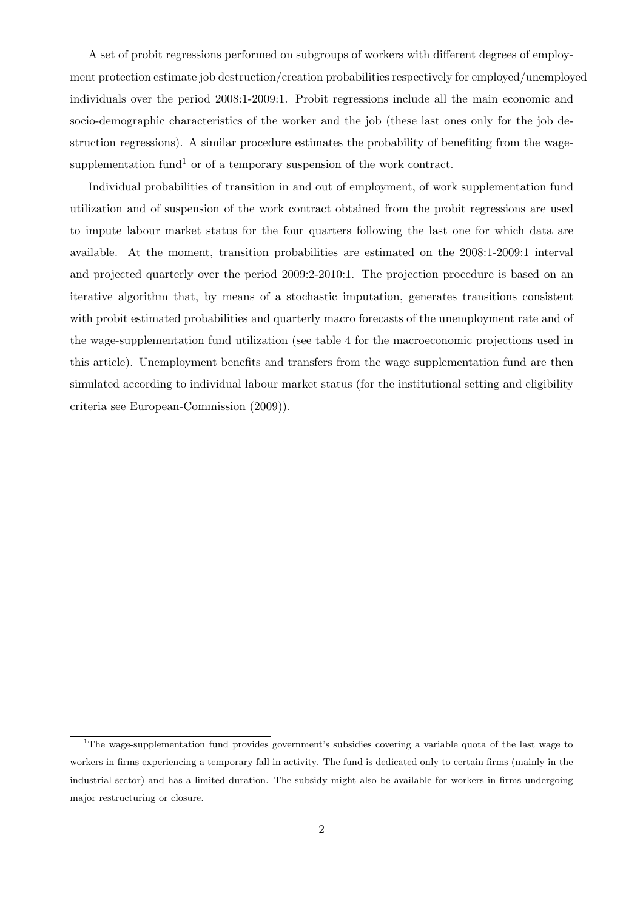A set of probit regressions performed on subgroups of workers with different degrees of employment protection estimate job destruction/creation probabilities respectively for employed/unemployed individuals over the period 2008:1-2009:1. Probit regressions include all the main economic and socio-demographic characteristics of the worker and the job (these last ones only for the job destruction regressions). A similar procedure estimates the probability of benefiting from the wage-supplementation fund[1] or of a temporary suspension of the work contract.

Individual probabilities of transition in and out of employment, of work supplementation fund utilization and of suspension of the work contract obtained from the probit regressions are used to impute labour market status for the four quarters following the last one for which data are available. At the moment, transition probabilities are estimated on the 2008:1-2009:1 interval and projected quarterly over the period 2009:2-2010:1. The projection procedure is based on an iterative algorithm that, by means of a stochastic imputation, generates transitions consistent with probit estimated probabilities and quarterly macro forecasts of the unemployment rate and of the wage-supplementation fund utilization (see table 4 for the macroeconomic projections used in this article). Unemployment benefits and transfers from the wage supplementation fund are then simulated according to individual labour market status (for the institutional setting and eligibility criteria see European-Commission (2009)).

[1] The wage-supplementation fund provides government's subsidies covering a variable quota of the last wage to workers in firms experiencing a temporary fall in activity. The fund is dedicated only to certain firms (mainly in the industrial sector) and has a limited duration. The subsidy might also be available for workers in firms undergoing major restructuring or closure.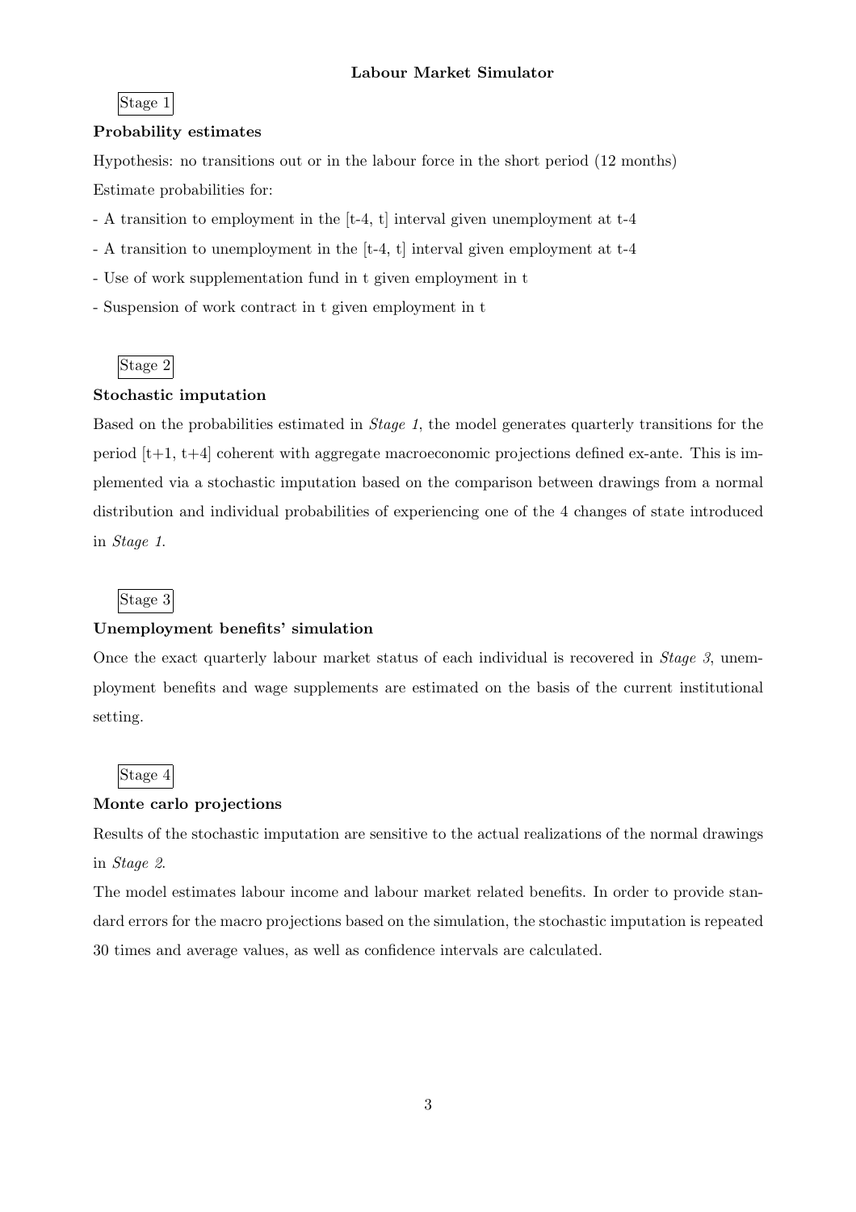**Labour Market Simulator**

Stage 1

**Probability estimates**

Hypothesis: no transitions out or in the labour force in the short period (12 months)

Estimate probabilities for:

- A transition to employment in the [t-4, t] interval given unemployment at t-4
- A transition to unemployment in the [t-4, t] interval given employment at t-4
- Use of work supplementation fund in t given employment in t
- Suspension of work contract in t given employment in t

Stage 2

**Stochastic imputation**

Based on the probabilities estimated in *Stage 1*, the model generates quarterly transitions for the period [t+1, t+4] coherent with aggregate macroeconomic projections defined ex-ante. This is implemented via a stochastic imputation based on the comparison between drawings from a normal distribution and individual probabilities of experiencing one of the 4 changes of state introduced in *Stage 1*.

Stage 3

**Unemployment benefits' simulation**

Once the exact quarterly labour market status of each individual is recovered in *Stage 3*, unemployment benefits and wage supplements are estimated on the basis of the current institutional setting.

Stage 4

**Monte carlo projections**

Results of the stochastic imputation are sensitive to the actual realizations of the normal drawings in *Stage 2*.

The model estimates labour income and labour market related benefits. In order to provide standard errors for the macro projections based on the simulation, the stochastic imputation is repeated 30 times and average values, as well as confidence intervals are calculated.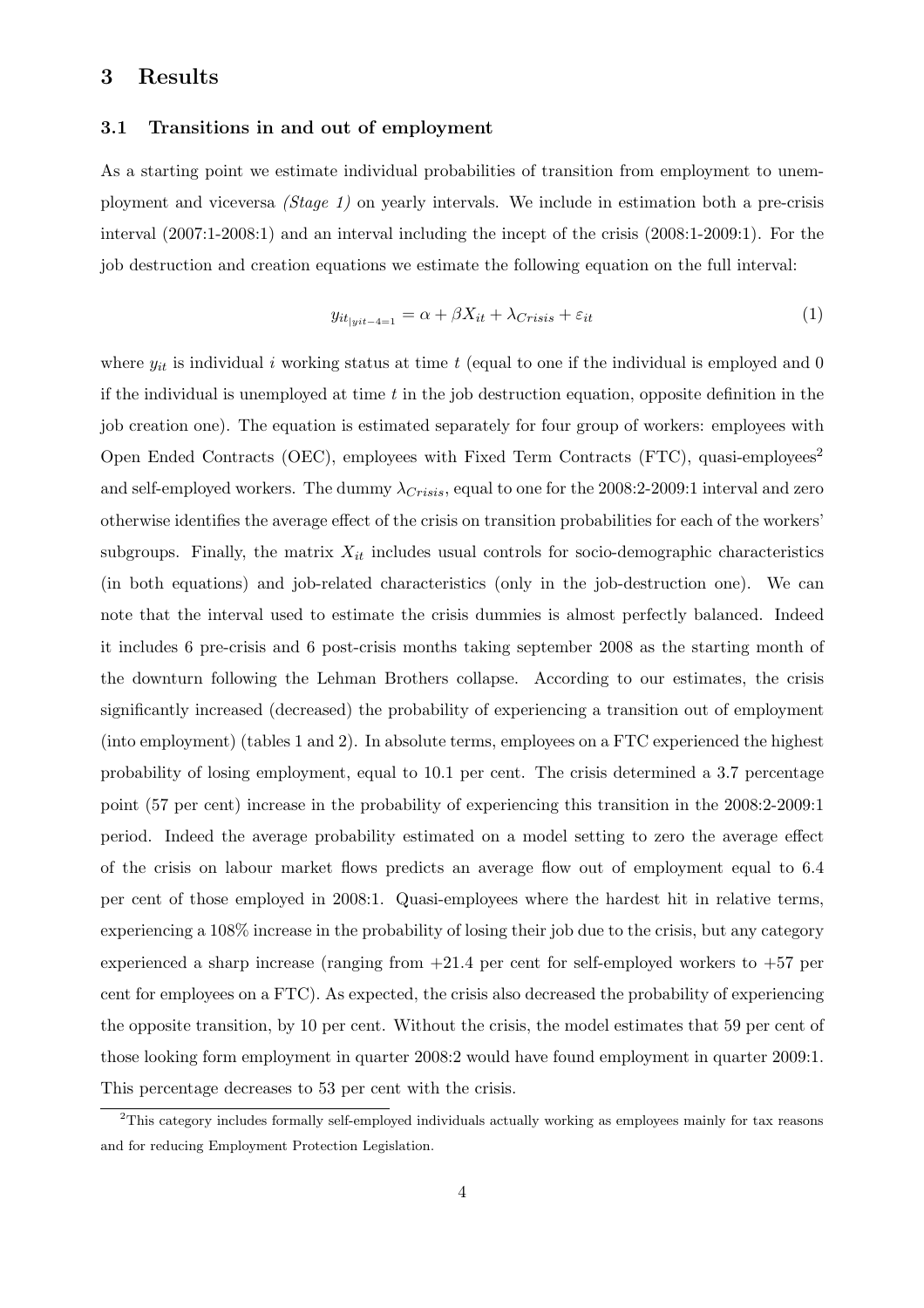# 3 Results

## 3.1 Transitions in and out of employment

As a starting point we estimate individual probabilities of transition from employment to unemployment and viceversa *(Stage 1)* on yearly intervals. We include in estimation both a pre-crisis interval (2007:1-2008:1) and an interval including the incept of the crisis (2008:1-2009:1). For the job destruction and creation equations we estimate the following equation on the full interval:

$$y_{it_{|yit-4=1}} = \alpha + \beta X_{it} + \lambda_{Crisis} + \varepsilon_{it} \tag{1}$$

where $y_{it}$ is individual $i$ working status at time $t$ (equal to one if the individual is employed and 0 if the individual is unemployed at time $t$ in the job destruction equation, opposite definition in the job creation one). The equation is estimated separately for four group of workers: employees with Open Ended Contracts (OEC), employees with Fixed Term Contracts (FTC), quasi-employees[2] and self-employed workers. The dummy $\lambda_{Crisis}$, equal to one for the 2008:2-2009:1 interval and zero otherwise identifies the average effect of the crisis on transition probabilities for each of the workers' subgroups. Finally, the matrix $X_{it}$ includes usual controls for socio-demographic characteristics (in both equations) and job-related characteristics (only in the job-destruction one). We can note that the interval used to estimate the crisis dummies is almost perfectly balanced. Indeed it includes 6 pre-crisis and 6 post-crisis months taking september 2008 as the starting month of the downturn following the Lehman Brothers collapse. According to our estimates, the crisis significantly increased (decreased) the probability of experiencing a transition out of employment (into employment) (tables 1 and 2). In absolute terms, employees on a FTC experienced the highest probability of losing employment, equal to 10.1 per cent. The crisis determined a 3.7 percentage point (57 per cent) increase in the probability of experiencing this transition in the 2008:2-2009:1 period. Indeed the average probability estimated on a model setting to zero the average effect of the crisis on labour market flows predicts an average flow out of employment equal to 6.4 per cent of those employed in 2008:1. Quasi-employees where the hardest hit in relative terms, experiencing a 108% increase in the probability of losing their job due to the crisis, but any category experienced a sharp increase (ranging from +21.4 per cent for self-employed workers to +57 per cent for employees on a FTC). As expected, the crisis also decreased the probability of experiencing the opposite transition, by 10 per cent. Without the crisis, the model estimates that 59 per cent of those looking form employment in quarter 2008:2 would have found employment in quarter 2009:1. This percentage decreases to 53 per cent with the crisis.

[2]This category includes formally self-employed individuals actually working as employees mainly for tax reasons and for reducing Employment Protection Legislation.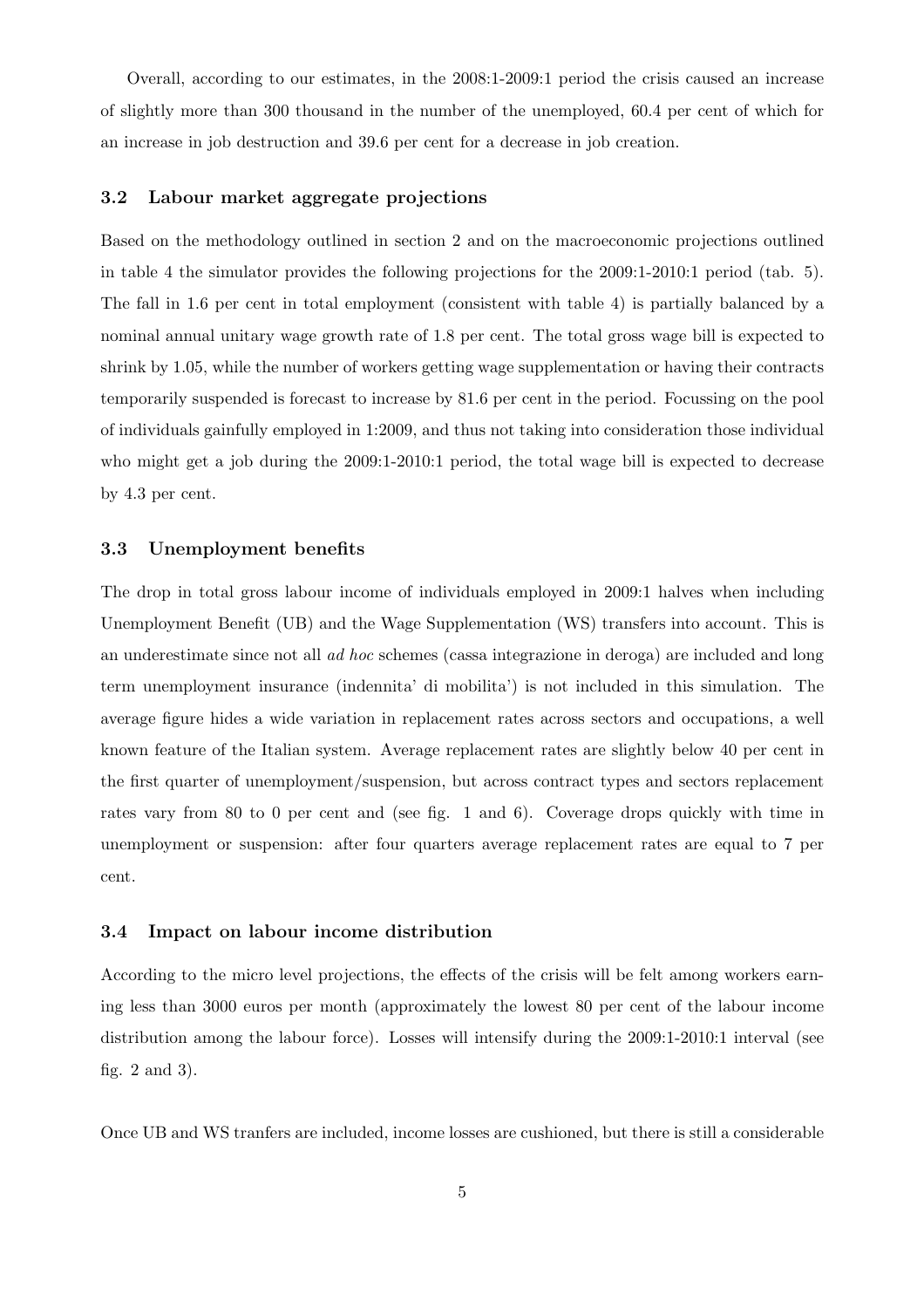Overall, according to our estimates, in the 2008:1-2009:1 period the crisis caused an increase of slightly more than 300 thousand in the number of the unemployed, 60.4 per cent of which for an increase in job destruction and 39.6 per cent for a decrease in job creation.

### 3.2 Labour market aggregate projections

Based on the methodology outlined in section 2 and on the macroeconomic projections outlined in table 4 the simulator provides the following projections for the 2009:1-2010:1 period (tab. 5). The fall in 1.6 per cent in total employment (consistent with table 4) is partially balanced by a nominal annual unitary wage growth rate of 1.8 per cent. The total gross wage bill is expected to shrink by 1.05, while the number of workers getting wage supplementation or having their contracts temporarily suspended is forecast to increase by 81.6 per cent in the period. Focussing on the pool of individuals gainfully employed in 1:2009, and thus not taking into consideration those individual who might get a job during the 2009:1-2010:1 period, the total wage bill is expected to decrease by 4.3 per cent.

### 3.3 Unemployment benefits

The drop in total gross labour income of individuals employed in 2009:1 halves when including Unemployment Benefit (UB) and the Wage Supplementation (WS) transfers into account. This is an underestimate since not all *ad hoc* schemes (cassa integrazione in deroga) are included and long term unemployment insurance (indennita' di mobilita') is not included in this simulation. The average figure hides a wide variation in replacement rates across sectors and occupations, a well known feature of the Italian system. Average replacement rates are slightly below 40 per cent in the first quarter of unemployment/suspension, but across contract types and sectors replacement rates vary from 80 to 0 per cent and (see fig. 1 and 6). Coverage drops quickly with time in unemployment or suspension: after four quarters average replacement rates are equal to 7 per cent.

### 3.4 Impact on labour income distribution

According to the micro level projections, the effects of the crisis will be felt among workers earning less than 3000 euros per month (approximately the lowest 80 per cent of the labour income distribution among the labour force). Losses will intensify during the 2009:1-2010:1 interval (see fig. 2 and 3).

Once UB and WS tranfers are included, income losses are cushioned, but there is still a considerable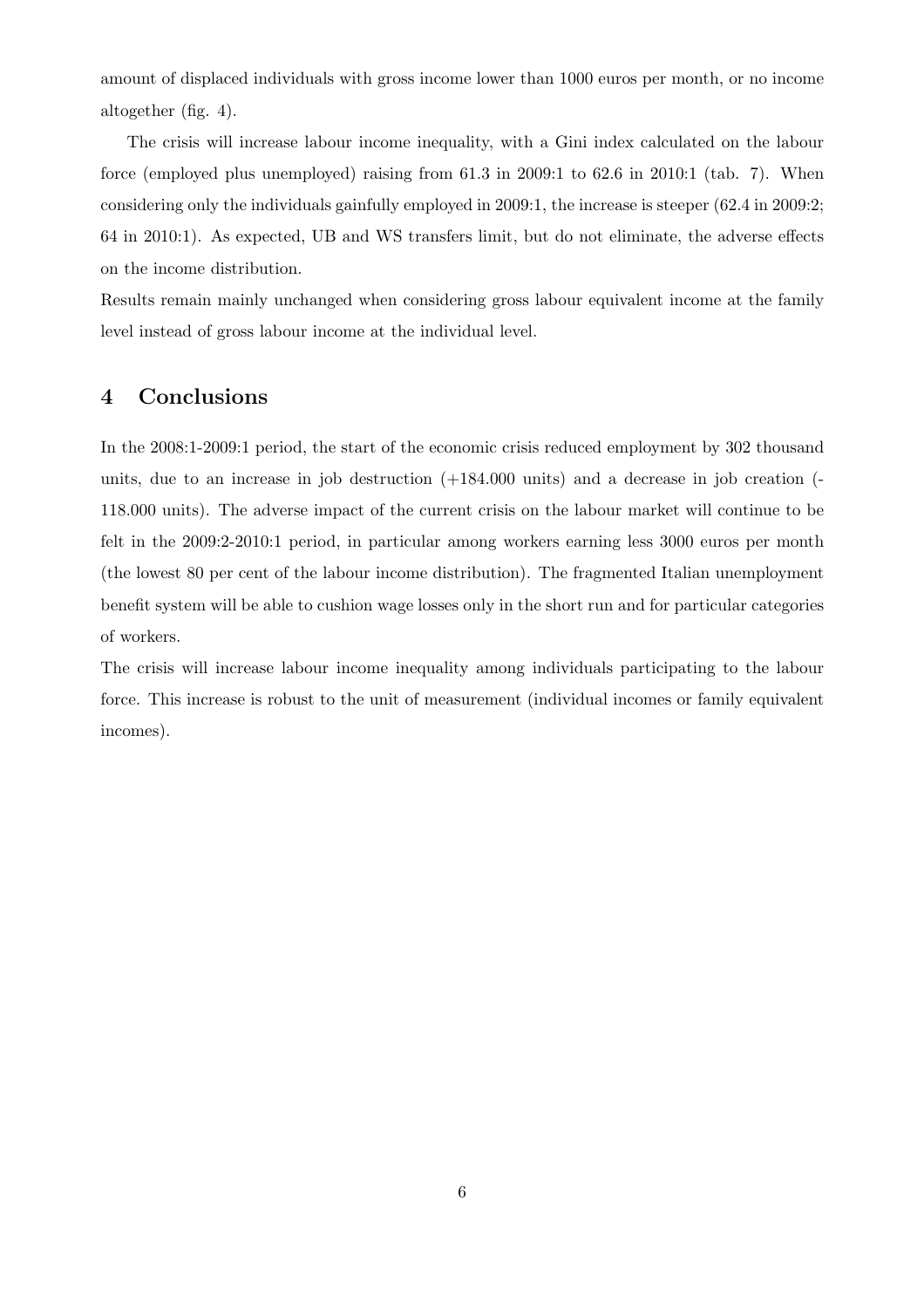amount of displaced individuals with gross income lower than 1000 euros per month, or no income altogether (fig. 4).

The crisis will increase labour income inequality, with a Gini index calculated on the labour force (employed plus unemployed) raising from 61.3 in 2009:1 to 62.6 in 2010:1 (tab. 7). When considering only the individuals gainfully employed in 2009:1, the increase is steeper (62.4 in 2009:2; 64 in 2010:1). As expected, UB and WS transfers limit, but do not eliminate, the adverse effects on the income distribution.

Results remain mainly unchanged when considering gross labour equivalent income at the family level instead of gross labour income at the individual level.

## 4 Conclusions

In the 2008:1-2009:1 period, the start of the economic crisis reduced employment by 302 thousand units, due to an increase in job destruction (+184.000 units) and a decrease in job creation (-118.000 units). The adverse impact of the current crisis on the labour market will continue to be felt in the 2009:2-2010:1 period, in particular among workers earning less 3000 euros per month (the lowest 80 per cent of the labour income distribution). The fragmented Italian unemployment benefit system will be able to cushion wage losses only in the short run and for particular categories of workers.

The crisis will increase labour income inequality among individuals participating to the labour force. This increase is robust to the unit of measurement (individual incomes or family equivalent incomes).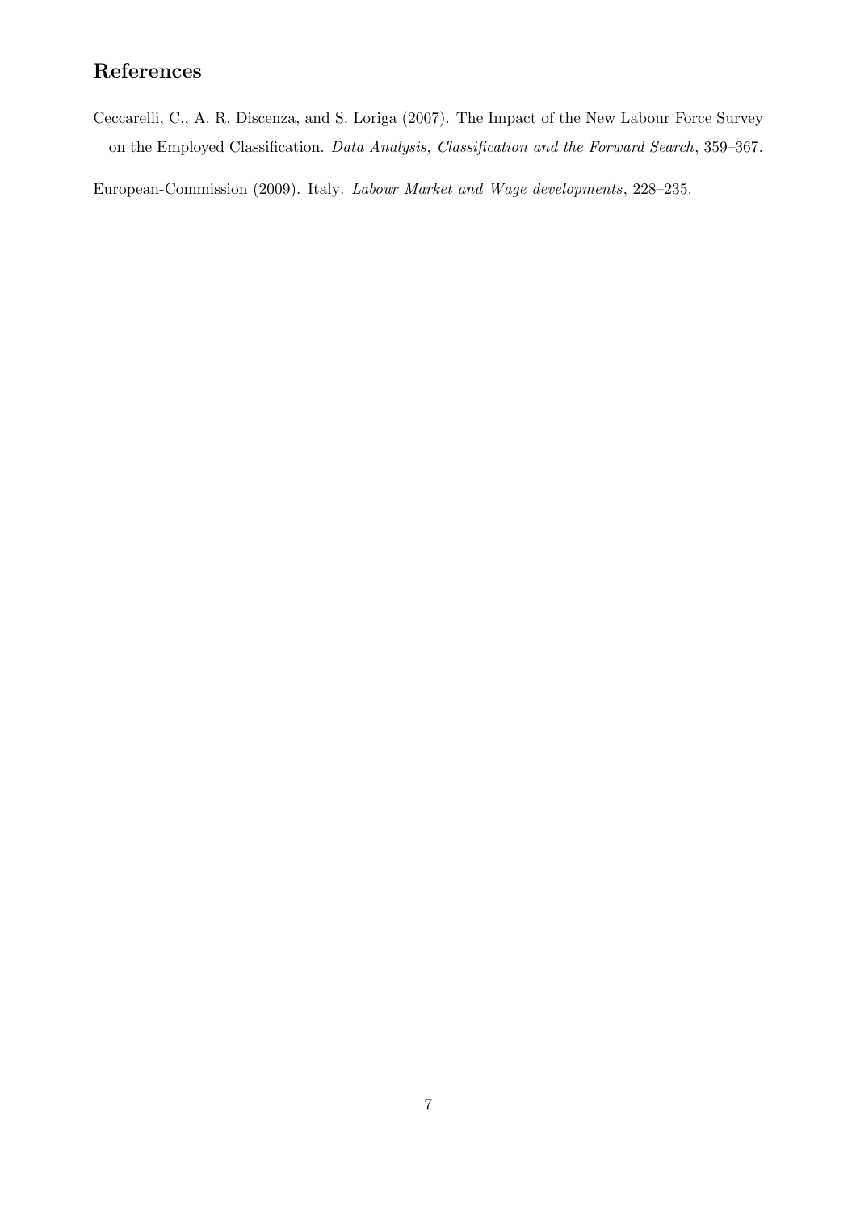## References

Ceccarelli, C., A. R. Discenza, and S. Loriga (2007). The Impact of the New Labour Force Survey on the Employed Classification. *Data Analysis, Classification and the Forward Search*, 359–367.

European-Commission (2009). Italy. *Labour Market and Wage developments*, 228–235.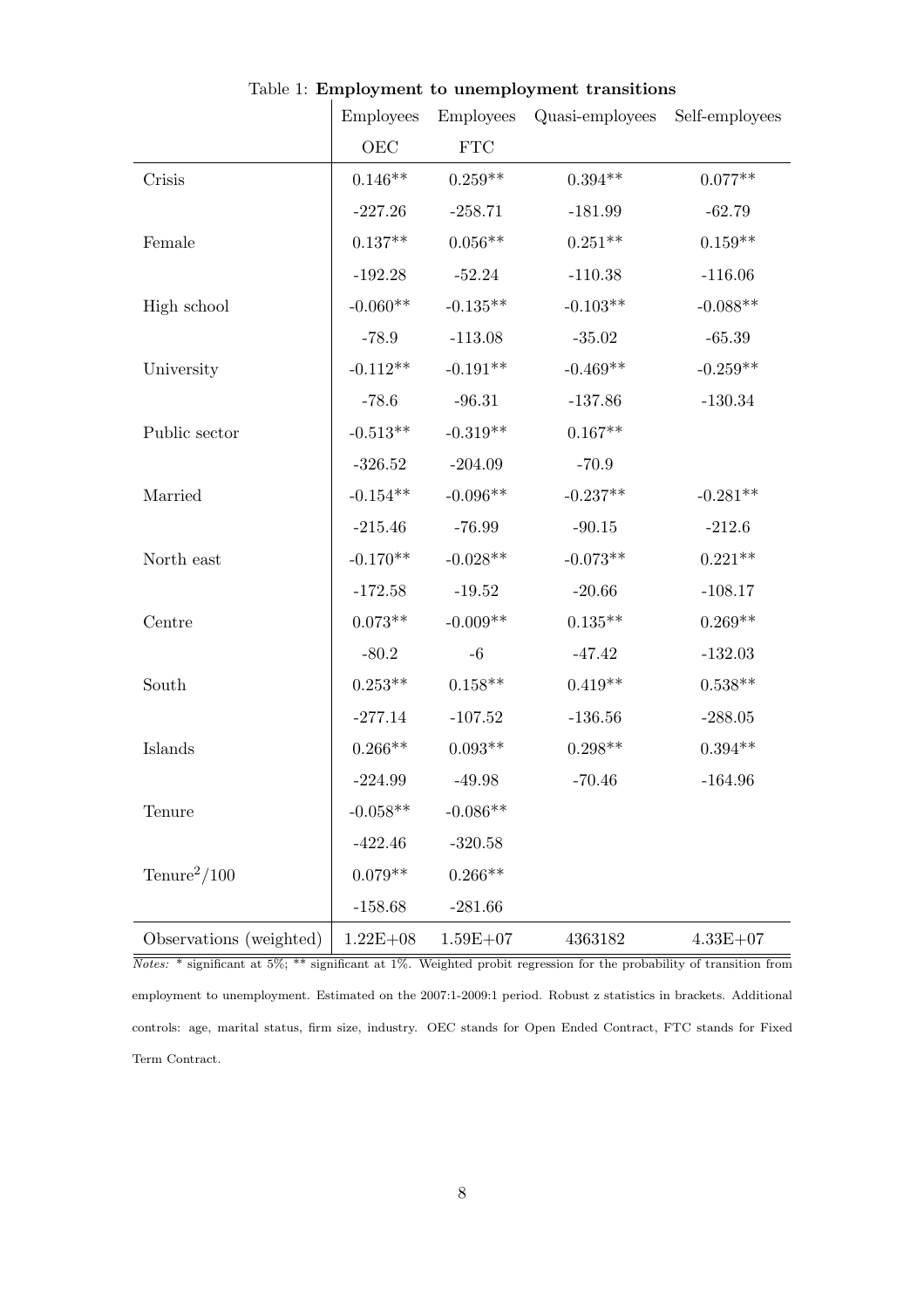Table 1: **Employment to unemployment transitions**

| | Employees OEC | Employees FTC | Quasi-employees | Self-employees |
|---|---|---|---|---|
| Crisis | 0.146** | 0.259** | 0.394** | 0.077** |
| | -227.26 | -258.71 | -181.99 | -62.79 |
| Female | 0.137** | 0.056** | 0.251** | 0.159** |
| | -192.28 | -52.24 | -110.38 | -116.06 |
| High school | -0.060** | -0.135** | -0.103** | -0.088** |
| | -78.9 | -113.08 | -35.02 | -65.39 |
| University | -0.112** | -0.191** | -0.469** | -0.259** |
| | -78.6 | -96.31 | -137.86 | -130.34 |
| Public sector | -0.513** | -0.319** | 0.167** | |
| | -326.52 | -204.09 | -70.9 | |
| Married | -0.154** | -0.096** | -0.237** | -0.281** |
| | -215.46 | -76.99 | -90.15 | -212.6 |
| North east | -0.170** | -0.028** | -0.073** | 0.221** |
| | -172.58 | -19.52 | -20.66 | -108.17 |
| Centre | 0.073** | -0.009** | 0.135** | 0.269** |
| | -80.2 | -6 | -47.42 | -132.03 |
| South | 0.253** | 0.158** | 0.419** | 0.538** |
| | -277.14 | -107.52 | -136.56 | -288.05 |
| Islands | 0.266** | 0.093** | 0.298** | 0.394** |
| | -224.99 | -49.98 | -70.46 | -164.96 |
| Tenure | -0.058** | -0.086** | | |
| | -422.46 | -320.58 | | |
| $\text{Tenure}^2/100$ | 0.079** | 0.266** | | |
| | -158.68 | -281.66 | | |
| Observations (weighted) | 1.22E+08 | 1.59E+07 | 4363182 | 4.33E+07 |

*Notes:* * significant at 5%; ** significant at 1%. Weighted probit regression for the probability of transition from employment to unemployment. Estimated on the 2007:1-2009:1 period. Robust z statistics in brackets. Additional controls: age, marital status, firm size, industry. OEC stands for Open Ended Contract, FTC stands for Fixed Term Contract.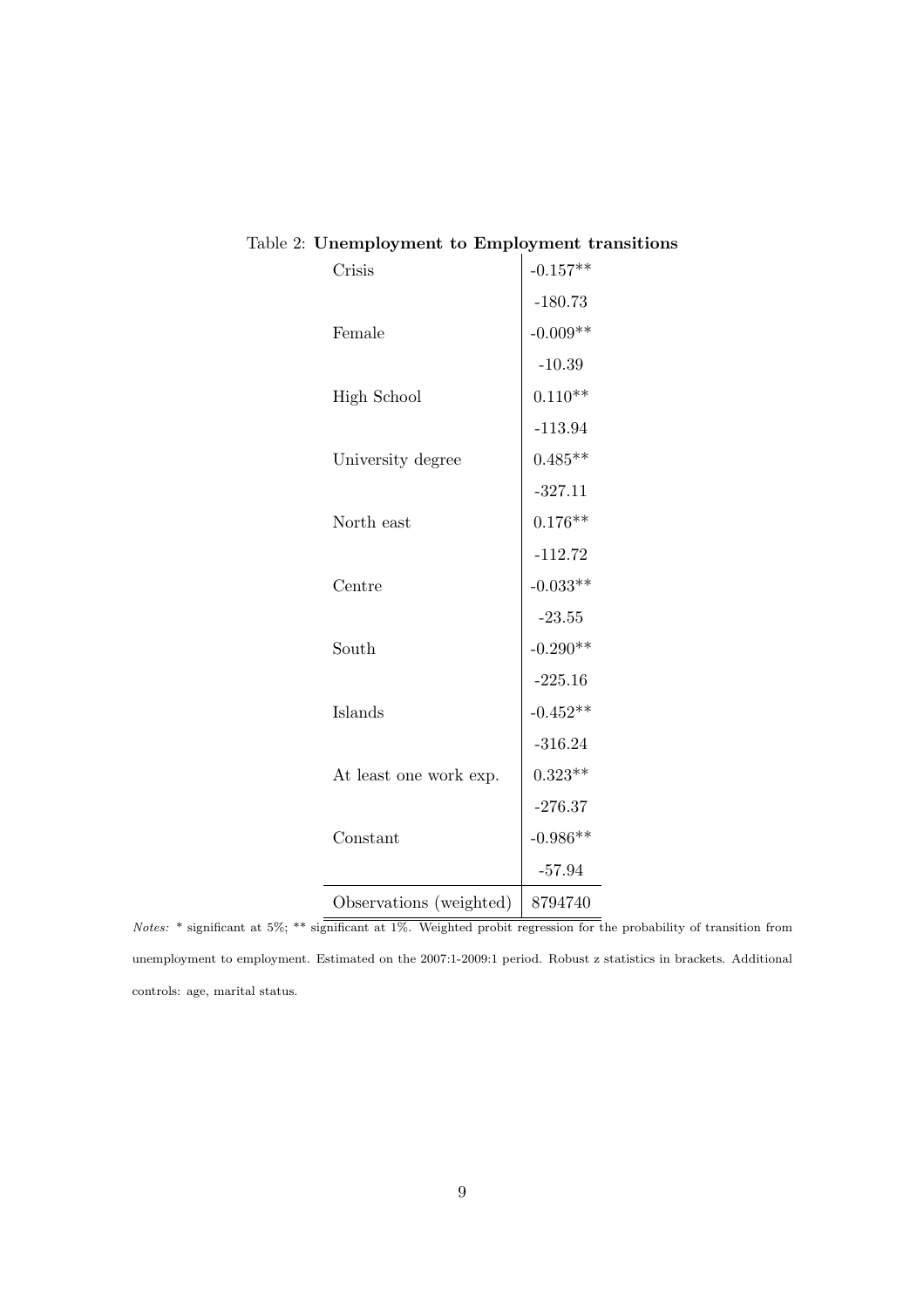Table 2: **Unemployment to Employment transitions**

| | |
|---|---|
| Crisis | -0.157** |
| | -180.73 |
| Female | -0.009** |
| | -10.39 |
| High School | 0.110** |
| | -113.94 |
| University degree | 0.485** |
| | -327.11 |
| North east | 0.176** |
| | -112.72 |
| Centre | -0.033** |
| | -23.55 |
| South | -0.290** |
| | -225.16 |
| Islands | -0.452** |
| | -316.24 |
| At least one work exp. | 0.323** |
| | -276.37 |
| Constant | -0.986** |
| | -57.94 |
| Observations (weighted) | 8794740 |

*Notes:* * significant at 5%; ** significant at 1%. Weighted probit regression for the probability of transition from unemployment to employment. Estimated on the 2007:1-2009:1 period. Robust z statistics in brackets. Additional controls: age, marital status.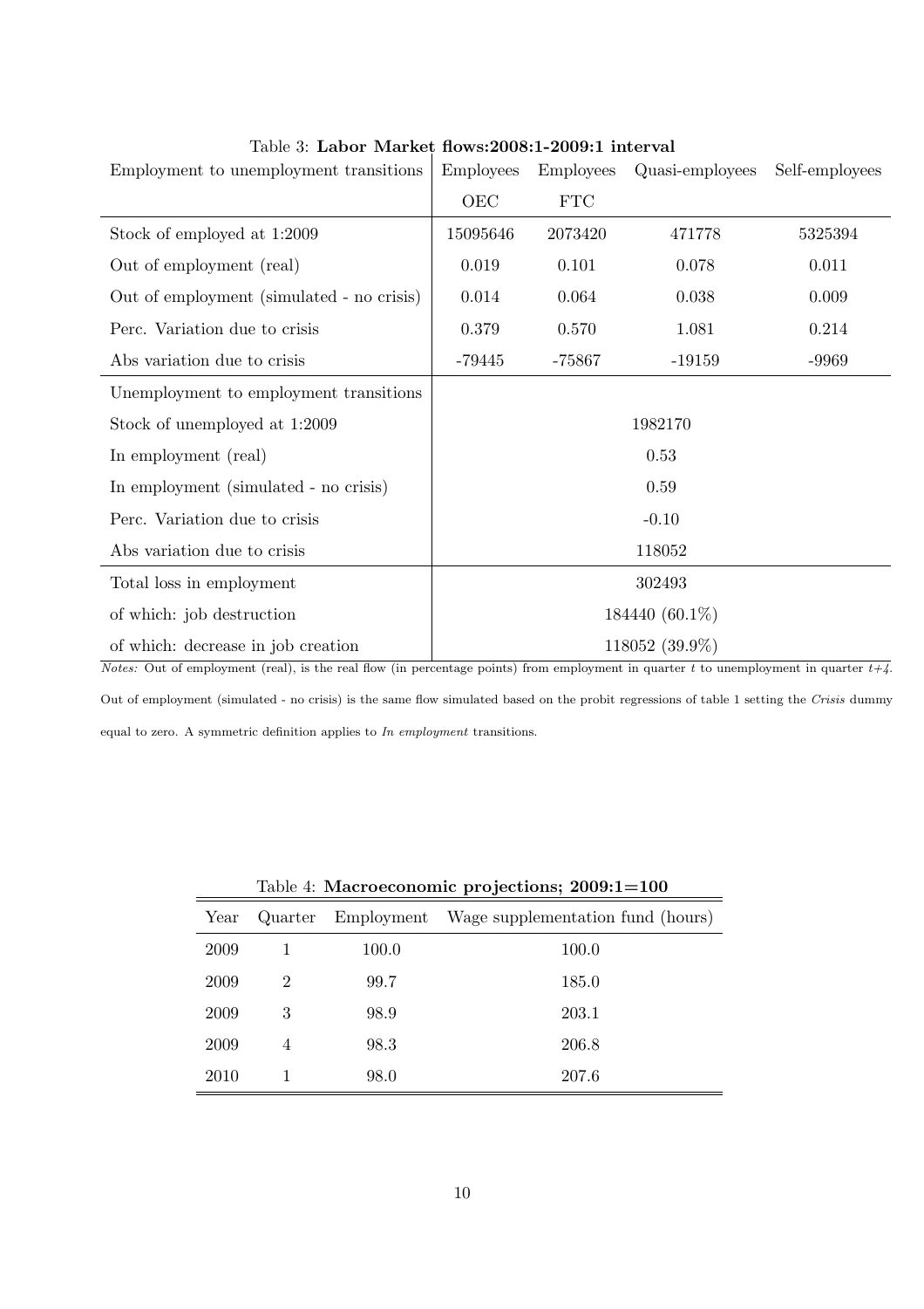Table 3: **Labor Market flows:2008:1-2009:1 interval**

| Employment to unemployment transitions | Employees OEC | Employees FTC | Quasi-employees | Self-employees |
|---|---|---|---|---|
| Stock of employed at 1:2009 | 15095646 | 2073420 | 471778 | 5325394 |
| Out of employment (real) | 0.019 | 0.101 | 0.078 | 0.011 |
| Out of employment (simulated - no crisis) | 0.014 | 0.064 | 0.038 | 0.009 |
| Perc. Variation due to crisis | 0.379 | 0.570 | 1.081 | 0.214 |
| Abs variation due to crisis | -79445 | -75867 | -19159 | -9969 |
| Unemployment to employment transitions | | | | |
| Stock of unemployed at 1:2009 | 1982170 | | | |
| In employment (real) | 0.53 | | | |
| In employment (simulated - no crisis) | 0.59 | | | |
| Perc. Variation due to crisis | -0.10 | | | |
| Abs variation due to crisis | 118052 | | | |
| Total loss in employment | 302493 | | | |
| of which: job destruction | 184440 (60.1%) | | | |
| of which: decrease in job creation | 118052 (39.9%) | | | |

*Notes:* Out of employment (real), is the real flow (in percentage points) from employment in quarter $t$ to unemployment in quarter $t+4$. Out of employment (simulated - no crisis) is the same flow simulated based on the probit regressions of table 1 setting the *Crisis* dummy equal to zero. A symmetric definition applies to *In employment* transitions.

Table 4: **Macroeconomic projections; 2009:1=100**

| Year | Quarter | Employment | Wage supplementation fund (hours) |
|---|---|---|---|
| 2009 | 1 | 100.0 | 100.0 |
| 2009 | 2 | 99.7 | 185.0 |
| 2009 | 3 | 98.9 | 203.1 |
| 2009 | 4 | 98.3 | 206.8 |
| 2010 | 1 | 98.0 | 207.6 |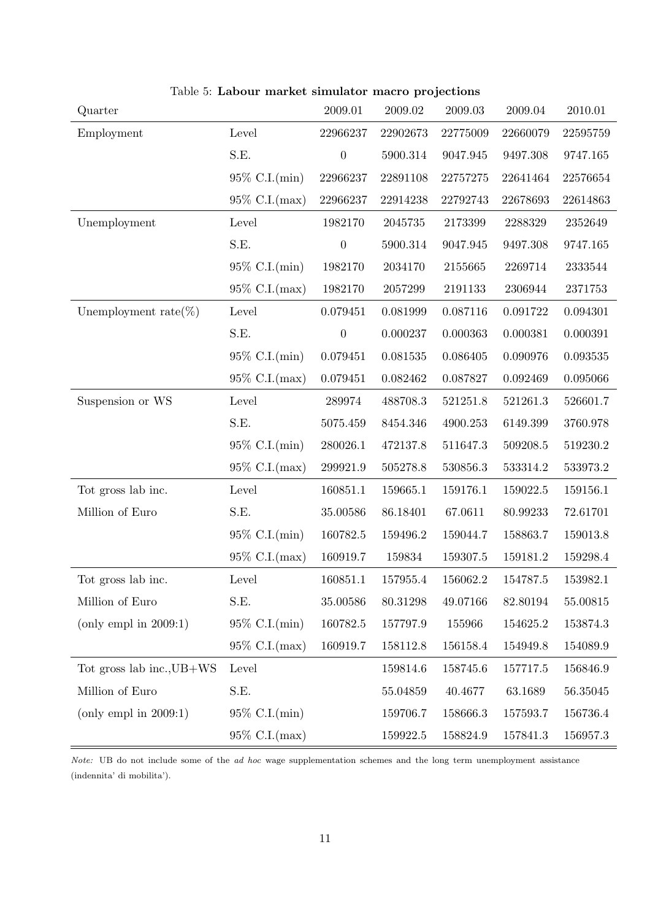Table 5: **Labour market simulator macro projections**

| Quarter | | 2009.01 | 2009.02 | 2009.03 | 2009.04 | 2010.01 |
|---|---|---|---|---|---|---|
| Employment | Level | 22966237 | 22902673 | 22775009 | 22660079 | 22595759 |
| | S.E. | 0 | 5900.314 | 9047.945 | 9497.308 | 9747.165 |
| | 95% C.I.(min) | 22966237 | 22891108 | 22757275 | 22641464 | 22576654 |
| | 95% C.I.(max) | 22966237 | 22914238 | 22792743 | 22678693 | 22614863 |
| Unemployment | Level | 1982170 | 2045735 | 2173399 | 2288329 | 2352649 |
| | S.E. | 0 | 5900.314 | 9047.945 | 9497.308 | 9747.165 |
| | 95% C.I.(min) | 1982170 | 2034170 | 2155665 | 2269714 | 2333544 |
| | 95% C.I.(max) | 1982170 | 2057299 | 2191133 | 2306944 | 2371753 |
| Unemployment rate(%) | Level | 0.079451 | 0.081999 | 0.087116 | 0.091722 | 0.094301 |
| | S.E. | 0 | 0.000237 | 0.000363 | 0.000381 | 0.000391 |
| | 95% C.I.(min) | 0.079451 | 0.081535 | 0.086405 | 0.090976 | 0.093535 |
| | 95% C.I.(max) | 0.079451 | 0.082462 | 0.087827 | 0.092469 | 0.095066 |
| Suspension or WS | Level | 289974 | 488708.3 | 521251.8 | 521261.3 | 526601.7 |
| | S.E. | 5075.459 | 8454.346 | 4900.253 | 6149.399 | 3760.978 |
| | 95% C.I.(min) | 280026.1 | 472137.8 | 511647.3 | 509208.5 | 519230.2 |
| | 95% C.I.(max) | 299921.9 | 505278.8 | 530856.3 | 533314.2 | 533973.2 |
| Tot gross lab inc. | Level | 160851.1 | 159665.1 | 159176.1 | 159022.5 | 159156.1 |
| Million of Euro | S.E. | 35.00586 | 86.18401 | 67.0611 | 80.99233 | 72.61701 |
| | 95% C.I.(min) | 160782.5 | 159496.2 | 159044.7 | 158863.7 | 159013.8 |
| | 95% C.I.(max) | 160919.7 | 159834 | 159307.5 | 159181.2 | 159298.4 |
| Tot gross lab inc. | Level | 160851.1 | 157955.4 | 156062.2 | 154787.5 | 153982.1 |
| Million of Euro | S.E. | 35.00586 | 80.31298 | 49.07166 | 82.80194 | 55.00815 |
| (only empl in 2009:1) | 95% C.I.(min) | 160782.5 | 157797.9 | 155966 | 154625.2 | 153874.3 |
| | 95% C.I.(max) | 160919.7 | 158112.8 | 156158.4 | 154949.8 | 154089.9 |
| Tot gross lab inc.,UB+WS | Level | | 159814.6 | 158745.6 | 157717.5 | 156846.9 |
| Million of Euro | S.E. | | 55.04859 | 40.4677 | 63.1689 | 56.35045 |
| (only empl in 2009:1) | 95% C.I.(min) | | 159706.7 | 158666.3 | 157593.7 | 156736.4 |
| | 95% C.I.(max) | | 159922.5 | 158824.9 | 157841.3 | 156957.3 |

*Note:* UB do not include some of the *ad hoc* wage supplementation schemes and the long term unemployment assistance (indennita' di mobilita').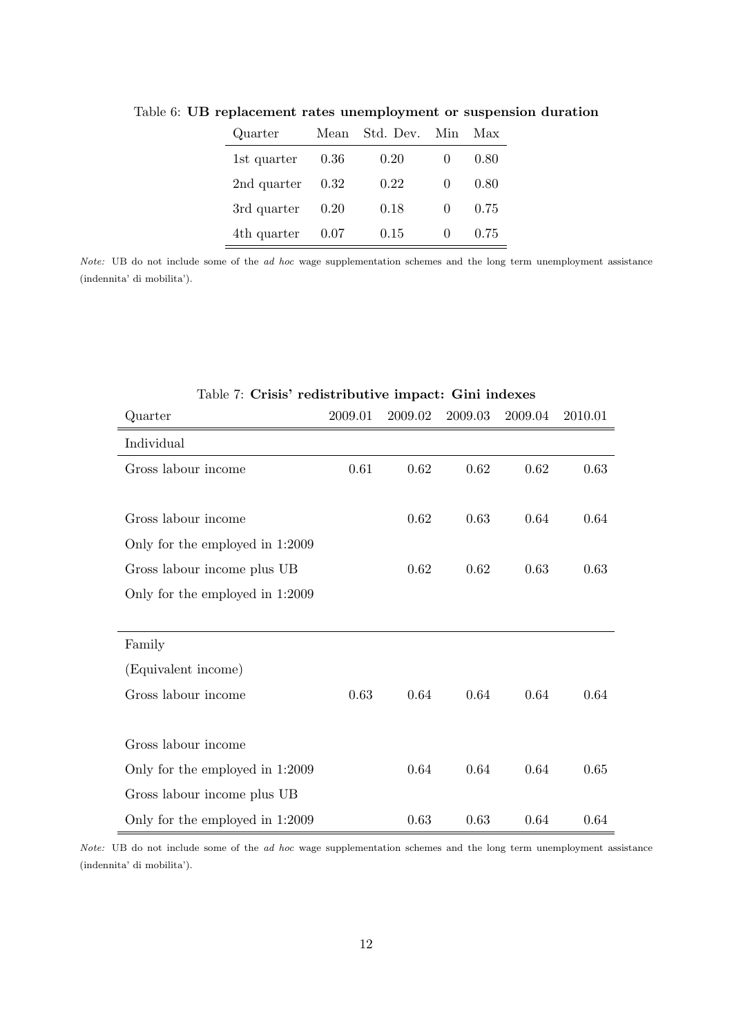Table 6: **UB replacement rates unemployment or suspension duration**

| Quarter | Mean | Std. Dev. | Min | Max |
|---|---|---|---|---|
| 1st quarter | 0.36 | 0.20 | 0 | 0.80 |
| 2nd quarter | 0.32 | 0.22 | 0 | 0.80 |
| 3rd quarter | 0.20 | 0.18 | 0 | 0.75 |
| 4th quarter | 0.07 | 0.15 | 0 | 0.75 |

*Note:* UB do not include some of the *ad hoc* wage supplementation schemes and the long term unemployment assistance (indennita' di mobilita').

Table 7: **Crisis' redistributive impact: Gini indexes**

| Quarter | 2009.01 | 2009.02 | 2009.03 | 2009.04 | 2010.01 |
|---|---|---|---|---|---|
| Individual | | | | | |
| Gross labour income | 0.61 | 0.62 | 0.62 | 0.62 | 0.63 |
| | | | | | |
| Gross labour income | | 0.62 | 0.63 | 0.64 | 0.64 |
| Only for the employed in 1:2009 | | | | | |
| Gross labour income plus UB | | 0.62 | 0.62 | 0.63 | 0.63 |
| Only for the employed in 1:2009 | | | | | |
| | | | | | |
| Family | | | | | |
| (Equivalent income) | | | | | |
| Gross labour income | 0.63 | 0.64 | 0.64 | 0.64 | 0.64 |
| | | | | | |
| Gross labour income | | | | | |
| Only for the employed in 1:2009 | | 0.64 | 0.64 | 0.64 | 0.65 |
| Gross labour income plus UB | | | | | |
| Only for the employed in 1:2009 | | 0.63 | 0.63 | 0.64 | 0.64 |

*Note:* UB do not include some of the *ad hoc* wage supplementation schemes and the long term unemployment assistance (indennita' di mobilita').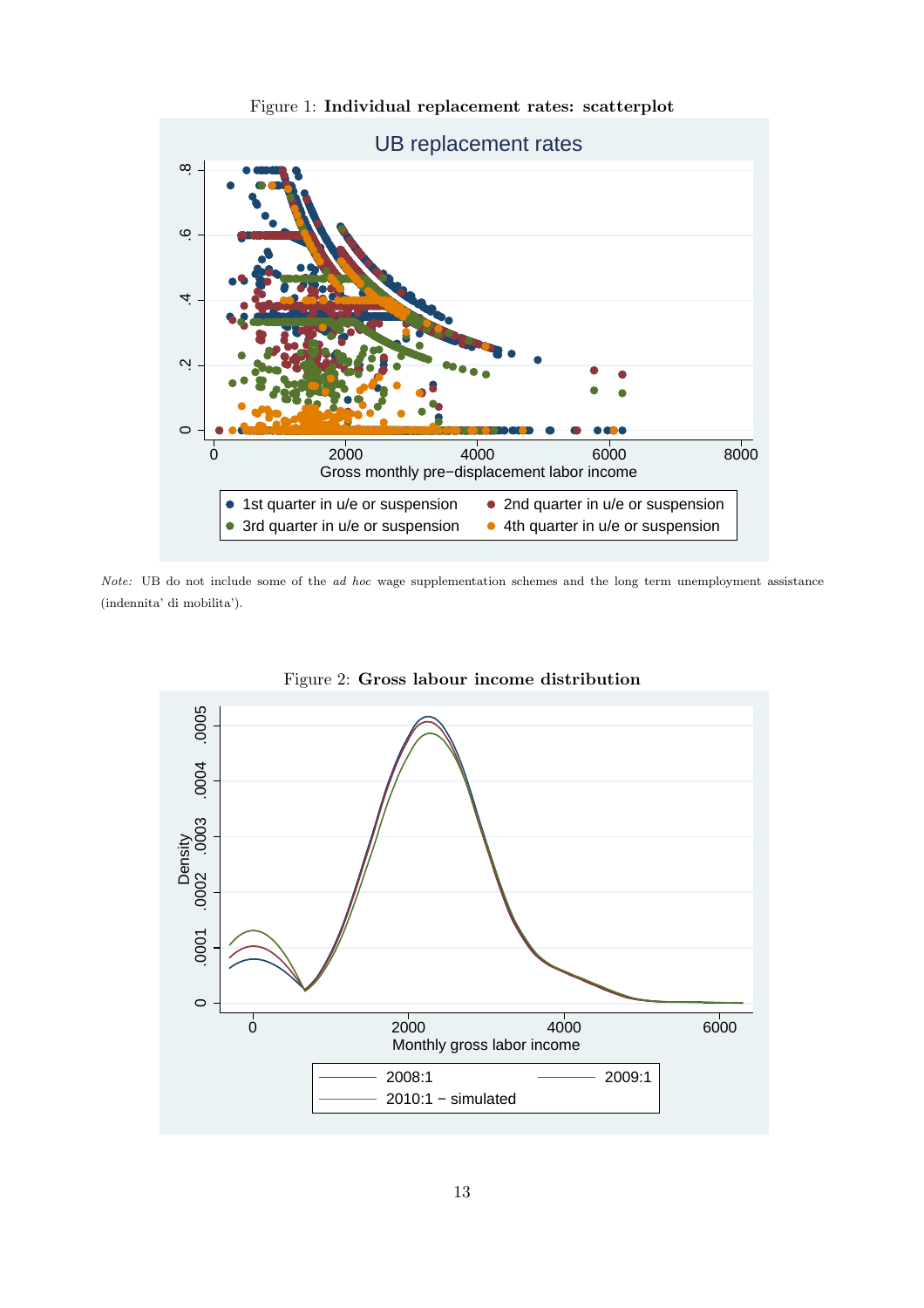Figure 1: **Individual replacement rates: scatterplot**

*Note:* UB do not include some of the *ad hoc* wage supplementation schemes and the long term unemployment assistance (indennita' di mobilita').

Figure 2: **Gross labour income distribution**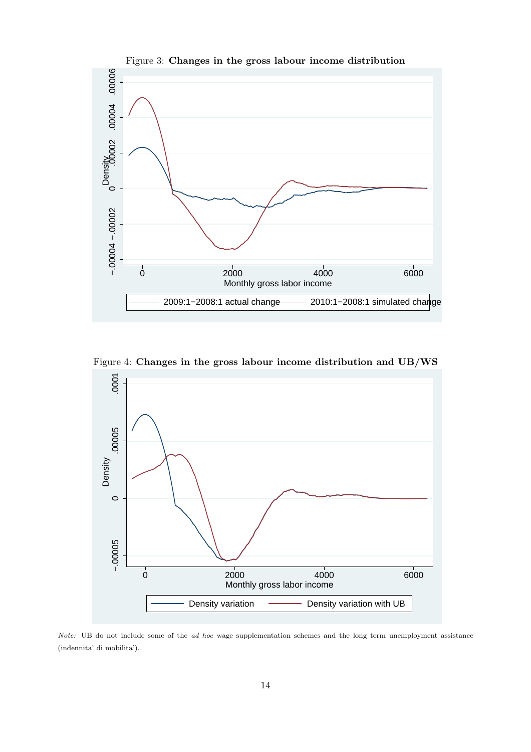Figure 3: **Changes in the gross labour income distribution**

Density

.00006
.00004
.00002
0
−.00002
−.00004

0
2000
4000
6000

Monthly gross labor income

2009:1−2008:1 actual change
2010:1−2008:1 simulated change

Figure 4: **Changes in the gross labour income distribution and UB/WS**

Density

.0001
.00005
0
−.00005

0
2000
4000
6000

Monthly gross labor income

Density variation
Density variation with UB

*Note:* UB do not include some of the *ad hoc* wage supplementation schemes and the long term unemployment assistance (indennita' di mobilita').